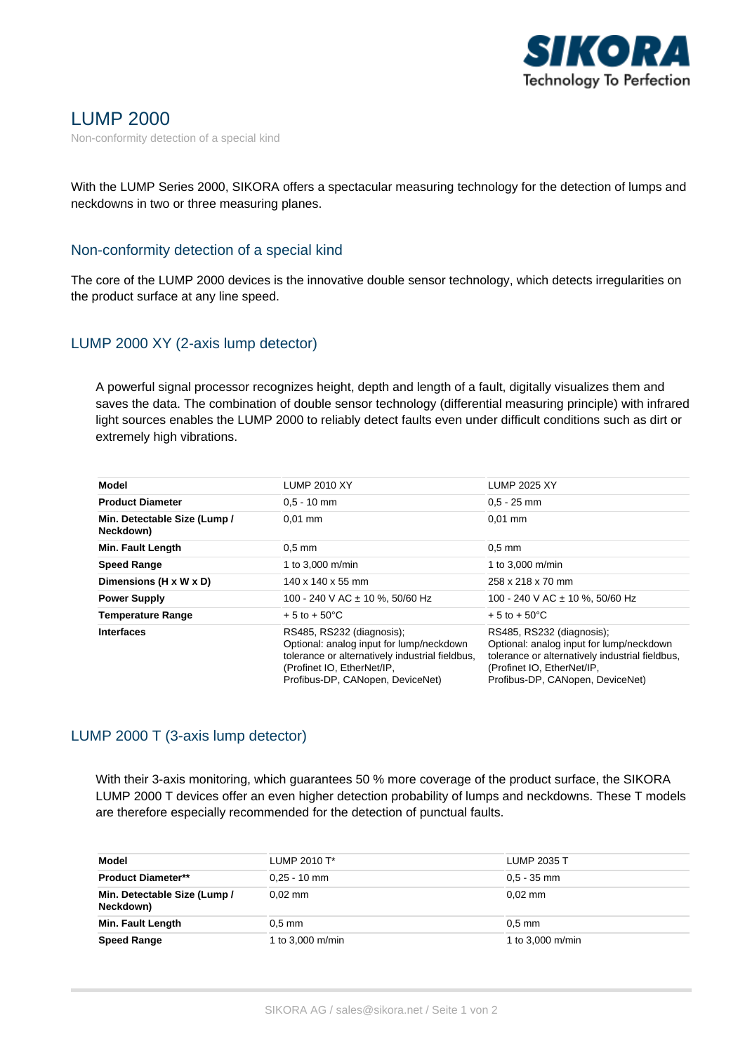# LUMP 2000

Non-conformity detection of a special kind

With the LUMP Series 2000, SIKORA offers a spectacular measuring technology for the detection of lumps and neckdowns in two or three measuring planes.

## Non-conformity detection of a special kind

The core of the LUMP 2000 devices is the innovative double sensor technology, which detects irregularities on the product surface at any line speed.

## LUMP 2000 XY (2-axis lump detector)

A powerful signal processor recognizes height, depth and length of a fault, digitally visualizes them and saves the data. The combination of double sensor technology (differential measuring principle) with infrared light sources enables the LUMP 2000 to reliably detect faults even under difficult conditions such as dirt or extremely high vibrations.

| **Model** | LUMP 2010 XY | LUMP 2025 XY |
|---|---|---|
| **Product Diameter** | 0,5 - 10 mm | 0,5 - 25 mm |
| **Min. Detectable Size (Lump / Neckdown)** | 0,01 mm | 0,01 mm |
| **Min. Fault Length** | 0,5 mm | 0,5 mm |
| **Speed Range** | 1 to 3,000 m/min | 1 to 3,000 m/min |
| **Dimensions (H x W x D)** | 140 x 140 x 55 mm | 258 x 218 x 70 mm |
| **Power Supply** | 100 - 240 V AC ± 10 %, 50/60 Hz | 100 - 240 V AC ± 10 %, 50/60 Hz |
| **Temperature Range** | + 5 to + 50°C | + 5 to + 50°C |
| **Interfaces** | RS485, RS232 (diagnosis); Optional: analog input for lump/neckdown tolerance or alternatively industrial fieldbus, (Profinet IO, EtherNet/IP, Profibus-DP, CANopen, DeviceNet) | RS485, RS232 (diagnosis); Optional: analog input for lump/neckdown tolerance or alternatively industrial fieldbus, (Profinet IO, EtherNet/IP, Profibus-DP, CANopen, DeviceNet) |

## LUMP 2000 T (3-axis lump detector)

With their 3-axis monitoring, which guarantees 50 % more coverage of the product surface, the SIKORA LUMP 2000 T devices offer an even higher detection probability of lumps and neckdowns. These T models are therefore especially recommended for the detection of punctual faults.

| **Model** | LUMP 2010 T* | LUMP 2035 T |
|---|---|---|
| **Product Diameter**** | 0,25 - 10 mm | 0,5 - 35 mm |
| **Min. Detectable Size (Lump / Neckdown)** | 0,02 mm | 0,02 mm |
| **Min. Fault Length** | 0,5 mm | 0,5 mm |
| **Speed Range** | 1 to 3,000 m/min | 1 to 3,000 m/min |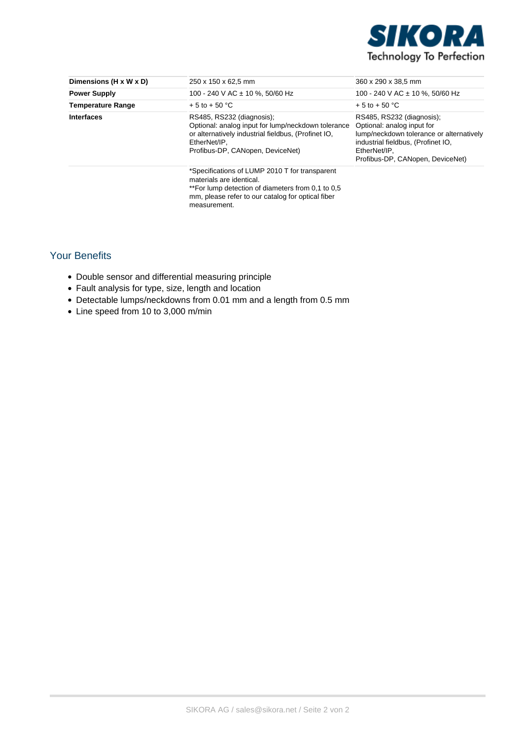| | | |
|---|---|---|
| **Dimensions (H x W x D)** | 250 x 150 x 62,5 mm | 360 x 290 x 38,5 mm |
| **Power Supply** | 100 - 240 V AC ± 10 %, 50/60 Hz | 100 - 240 V AC ± 10 %, 50/60 Hz |
| **Temperature Range** | + 5 to + 50 °C | + 5 to + 50 °C |
| **Interfaces** | RS485, RS232 (diagnosis); Optional: analog input for lump/neckdown tolerance or alternatively industrial fieldbus, (Profinet IO, EtherNet/IP, Profibus-DP, CANopen, DeviceNet) | RS485, RS232 (diagnosis); Optional: analog input for lump/neckdown tolerance or alternatively industrial fieldbus, (Profinet IO, EtherNet/IP, Profibus-DP, CANopen, DeviceNet) |
| | *Specifications of LUMP 2010 T for transparent materials are identical. **For lump detection of diameters from 0,1 to 0,5 mm, please refer to our catalog for optical fiber measurement. | |

## Your Benefits

- Double sensor and differential measuring principle
- Fault analysis for type, size, length and location
- Detectable lumps/neckdowns from 0.01 mm and a length from 0.5 mm
- Line speed from 10 to 3,000 m/min